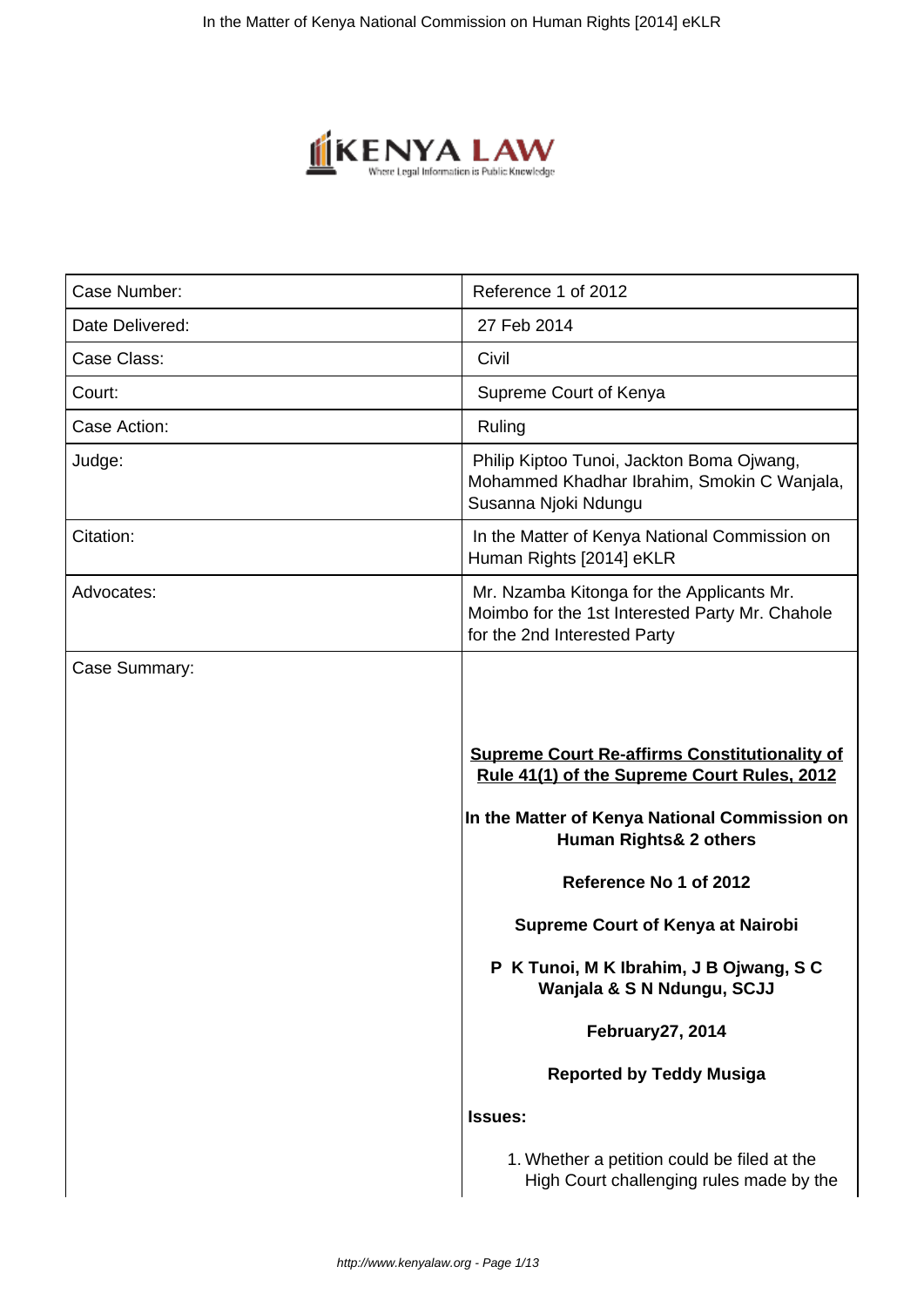| Case Number: | Reference 1 of 2012 |
| --- | --- |
| Date Delivered: | 27 Feb 2014 |
| Case Class: | Civil |
| Court: | Supreme Court of Kenya |
| Case Action: | Ruling |
| Judge: | Philip Kiptoo Tunoi, Jackton Boma Ojwang, Mohammed Khadhar Ibrahim, Smokin C Wanjala, Susanna Njoki Ndungu |
| Citation: | In the Matter of Kenya National Commission on Human Rights [2014] eKLR |
| Advocates: | Mr. Nzamba Kitonga for the Applicants Mr. Moimbo for the 1st Interested Party Mr. Chahole for the 2nd Interested Party |
| Case Summary: | |

**Supreme Court Re-affirms Constitutionality of Rule 41(1) of the Supreme Court Rules, 2012**

**In the Matter of Kenya National Commission on Human Rights& 2 others**

**Reference No 1 of 2012**

**Supreme Court of Kenya at Nairobi**

**P K Tunoi, M K Ibrahim, J B Ojwang, S C Wanjala & S N Ndungu, SCJJ**

**February27, 2014**

**Reported by Teddy Musiga**

**Issues:**

1. Whether a petition could be filed at the High Court challenging rules made by the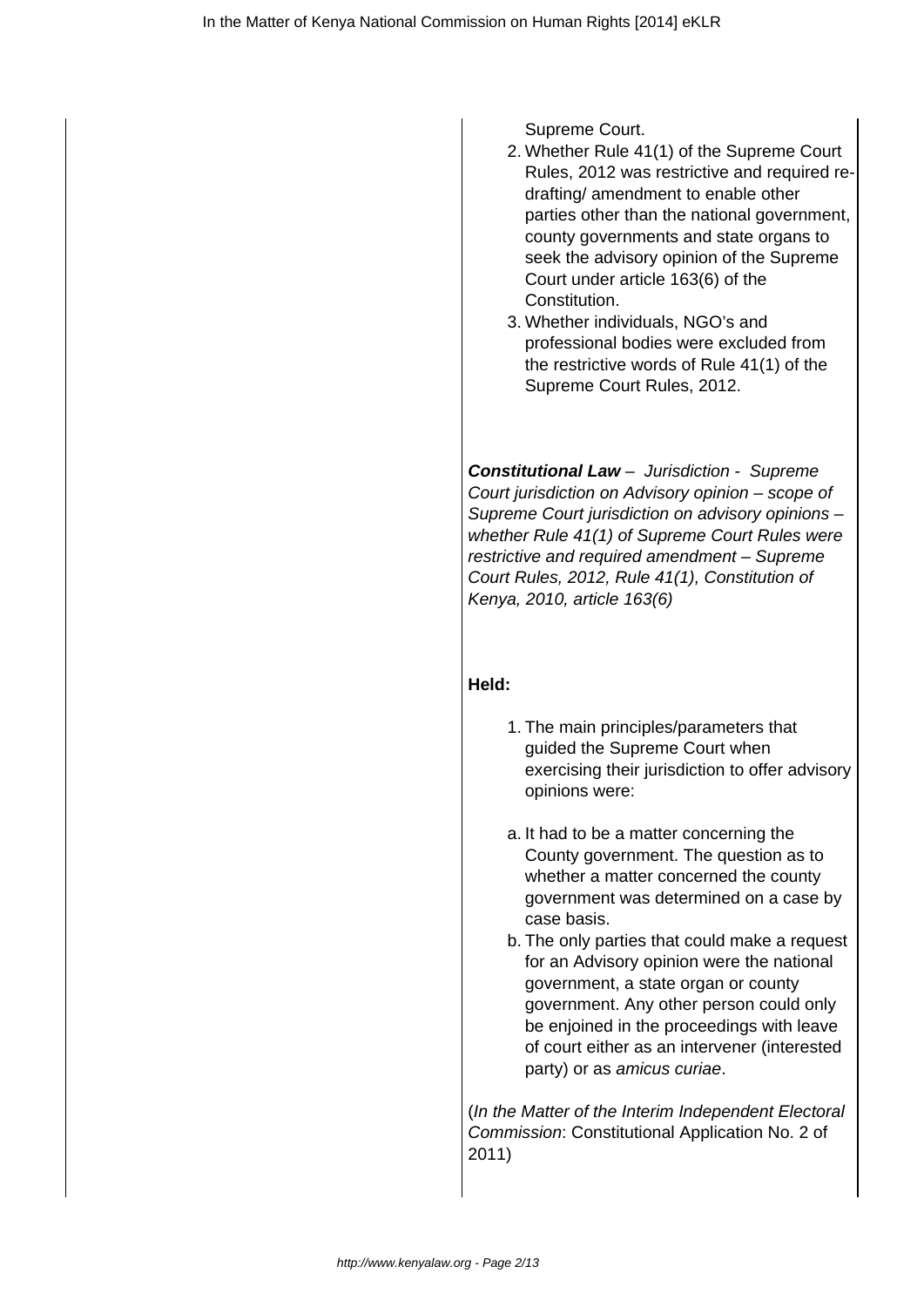Supreme Court.

2. Whether Rule 41(1) of the Supreme Court Rules, 2012 was restrictive and required re-drafting/ amendment to enable other parties other than the national government, county governments and state organs to seek the advisory opinion of the Supreme Court under article 163(6) of the Constitution.
3. Whether individuals, NGO's and professional bodies were excluded from the restrictive words of Rule 41(1) of the Supreme Court Rules, 2012.

***Constitutional Law*** – *Jurisdiction - Supreme Court jurisdiction on Advisory opinion – scope of Supreme Court jurisdiction on advisory opinions – whether Rule 41(1) of Supreme Court Rules were restrictive and required amendment – Supreme Court Rules, 2012, Rule 41(1), Constitution of Kenya, 2010, article 163(6)*

**Held:**

1. The main principles/parameters that guided the Supreme Court when exercising their jurisdiction to offer advisory opinions were:

a. It had to be a matter concerning the County government. The question as to whether a matter concerned the county government was determined on a case by case basis.

b. The only parties that could make a request for an Advisory opinion were the national government, a state organ or county government. Any other person could only be enjoined in the proceedings with leave of court either as an intervener (interested party) or as *amicus curiae*.

(*In the Matter of the Interim Independent Electoral Commission*: Constitutional Application No. 2 of 2011)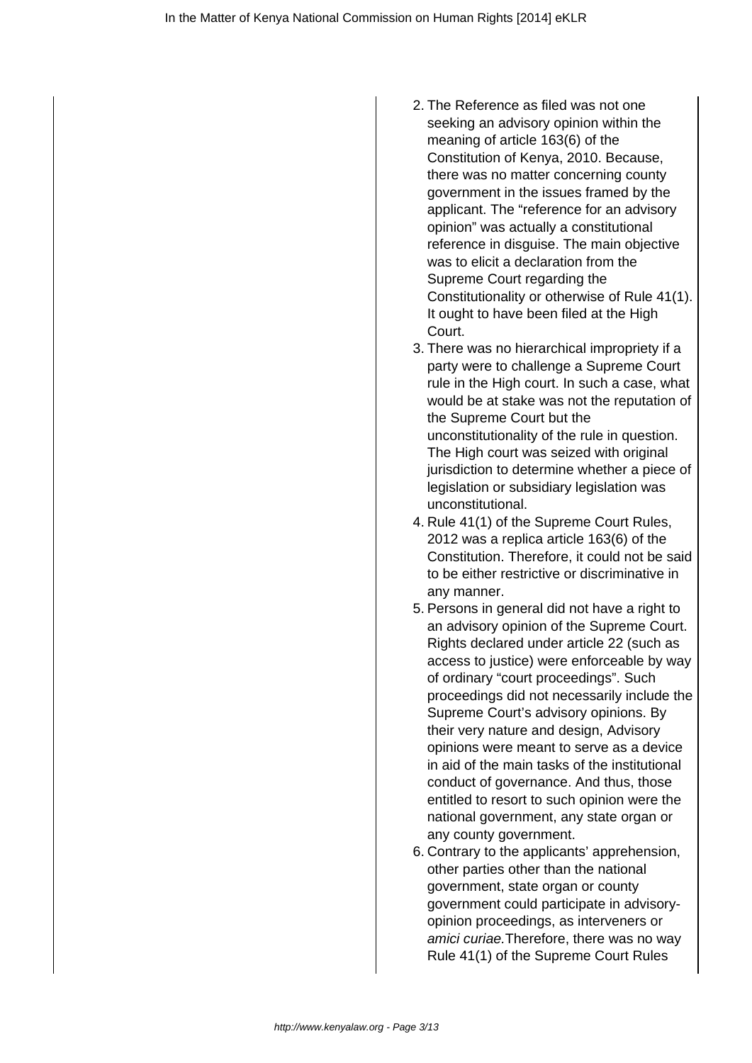2. The Reference as filed was not one seeking an advisory opinion within the meaning of article 163(6) of the Constitution of Kenya, 2010. Because, there was no matter concerning county government in the issues framed by the applicant. The "reference for an advisory opinion" was actually a constitutional reference in disguise. The main objective was to elicit a declaration from the Supreme Court regarding the Constitutionality or otherwise of Rule 41(1). It ought to have been filed at the High Court.
3. There was no hierarchical impropriety if a party were to challenge a Supreme Court rule in the High court. In such a case, what would be at stake was not the reputation of the Supreme Court but the unconstitutionality of the rule in question. The High court was seized with original jurisdiction to determine whether a piece of legislation or subsidiary legislation was unconstitutional.
4. Rule 41(1) of the Supreme Court Rules, 2012 was a replica article 163(6) of the Constitution. Therefore, it could not be said to be either restrictive or discriminative in any manner.
5. Persons in general did not have a right to an advisory opinion of the Supreme Court. Rights declared under article 22 (such as access to justice) were enforceable by way of ordinary "court proceedings". Such proceedings did not necessarily include the Supreme Court's advisory opinions. By their very nature and design, Advisory opinions were meant to serve as a device in aid of the main tasks of the institutional conduct of governance. And thus, those entitled to resort to such opinion were the national government, any state organ or any county government.
6. Contrary to the applicants' apprehension, other parties other than the national government, state organ or county government could participate in advisory-opinion proceedings, as interveners or *amici curiae.*Therefore, there was no way Rule 41(1) of the Supreme Court Rules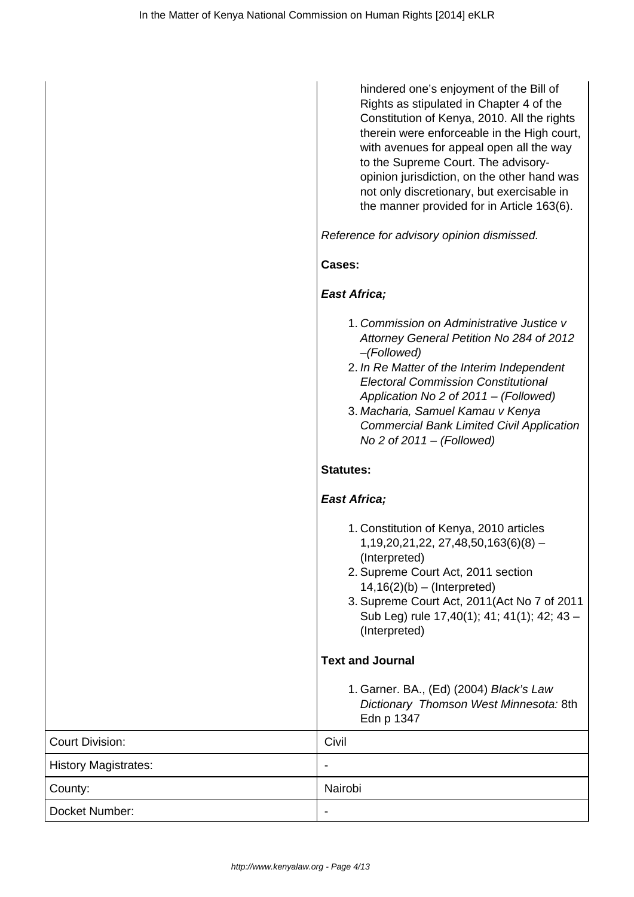hindered one's enjoyment of the Bill of Rights as stipulated in Chapter 4 of the Constitution of Kenya, 2010. All the rights therein were enforceable in the High court, with avenues for appeal open all the way to the Supreme Court. The advisory-opinion jurisdiction, on the other hand was not only discretionary, but exercisable in the manner provided for in Article 163(6).

*Reference for advisory opinion dismissed.*

**Cases:**

***East Africa;***

1. *Commission on Administrative Justice v Attorney General Petition No 284 of 2012 –(Followed)*
2. *In Re Matter of the Interim Independent Electoral Commission Constitutional Application No 2 of 2011 – (Followed)*
3. *Macharia, Samuel Kamau v Kenya Commercial Bank Limited Civil Application No 2 of 2011 – (Followed)*

**Statutes:**

***East Africa;***

1. Constitution of Kenya, 2010 articles 1,19,20,21,22, 27,48,50,163(6)(8) – (Interpreted)
2. Supreme Court Act, 2011 section 14,16(2)(b) – (Interpreted)
3. Supreme Court Act, 2011(Act No 7 of 2011 Sub Leg) rule 17,40(1); 41; 41(1); 42; 43 – (Interpreted)

**Text and Journal**

1. Garner. BA., (Ed) (2004) *Black's Law Dictionary Thomson West Minnesota:* 8th Edn p 1347

| | |
|---|---|
| Court Division: | Civil |
| History Magistrates: | - |
| County: | Nairobi |
| Docket Number: | - |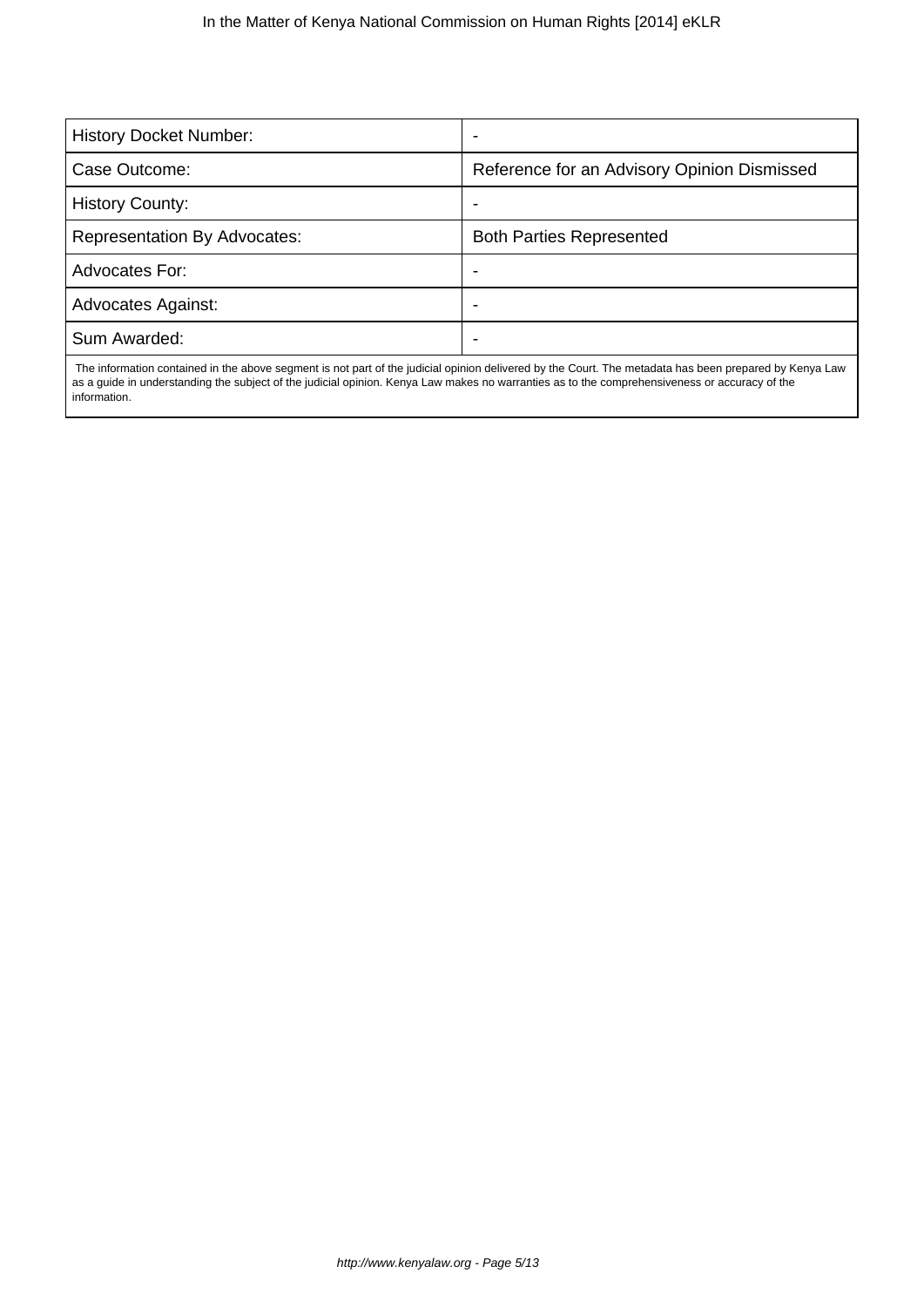| History Docket Number: | - |
|---|---|
| Case Outcome: | Reference for an Advisory Opinion Dismissed |
| History County: | - |
| Representation By Advocates: | Both Parties Represented |
| Advocates For: | - |
| Advocates Against: | - |
| Sum Awarded: | - |

The information contained in the above segment is not part of the judicial opinion delivered by the Court. The metadata has been prepared by Kenya Law as a guide in understanding the subject of the judicial opinion. Kenya Law makes no warranties as to the comprehensiveness or accuracy of the information.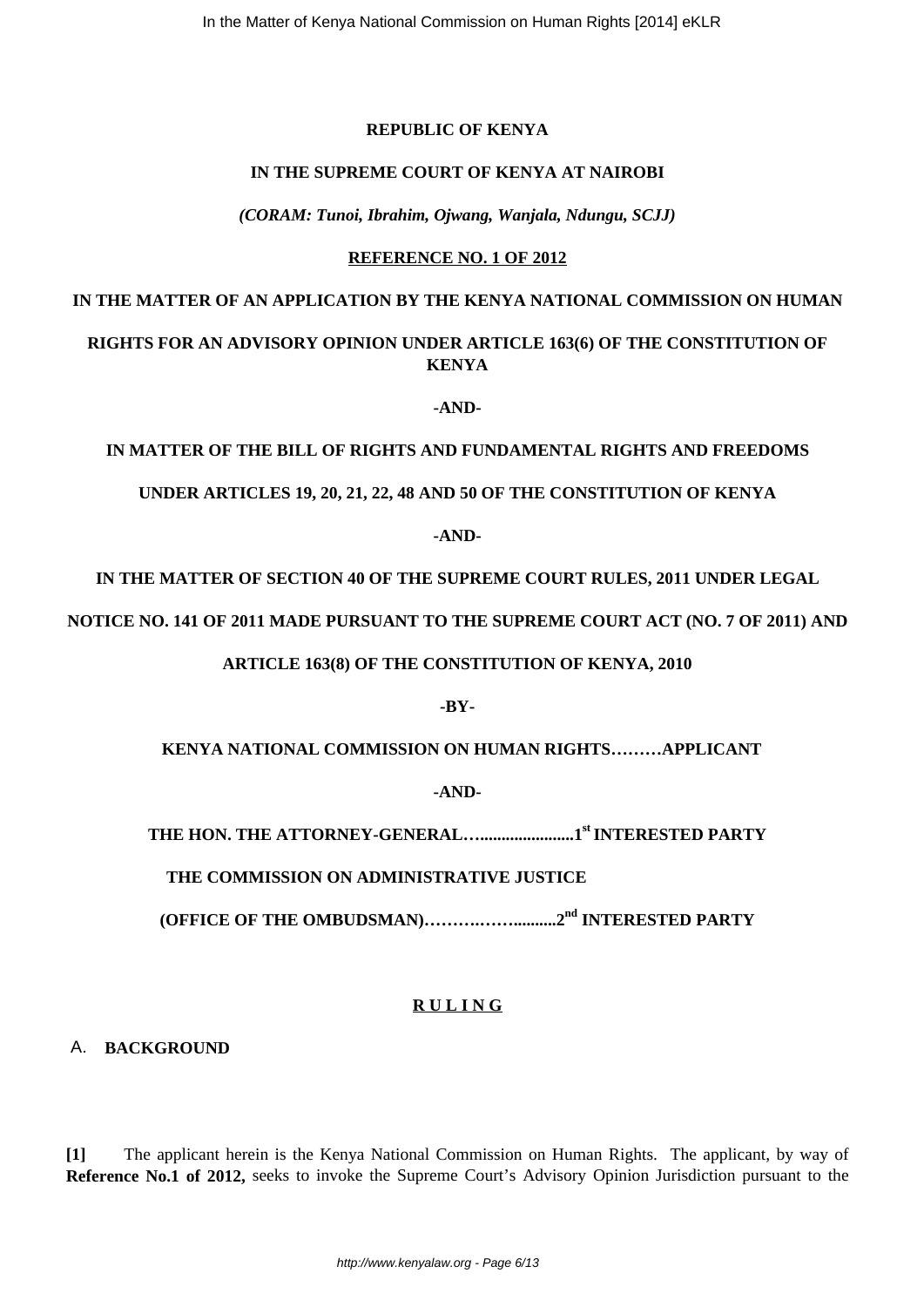**REPUBLIC OF KENYA**

**IN THE SUPREME COURT OF KENYA AT NAIROBI**

***(CORAM: Tunoi, Ibrahim, Ojwang, Wanjala, Ndungu, SCJJ)***

**REFERENCE NO. 1 OF 2012**

**IN THE MATTER OF AN APPLICATION BY THE KENYA NATIONAL COMMISSION ON HUMAN RIGHTS FOR AN ADVISORY OPINION UNDER ARTICLE 163(6) OF THE CONSTITUTION OF KENYA**

**-AND-**

**IN MATTER OF THE BILL OF RIGHTS AND FUNDAMENTAL RIGHTS AND FREEDOMS UNDER ARTICLES 19, 20, 21, 22, 48 AND 50 OF THE CONSTITUTION OF KENYA**

**-AND-**

**IN THE MATTER OF SECTION 40 OF THE SUPREME COURT RULES, 2011 UNDER LEGAL NOTICE NO. 141 OF 2011 MADE PURSUANT TO THE SUPREME COURT ACT (NO. 7 OF 2011) AND ARTICLE 163(8) OF THE CONSTITUTION OF KENYA, 2010**

**-BY-**

**KENYA NATIONAL COMMISSION ON HUMAN RIGHTS………APPLICANT**

**-AND-**

**THE HON. THE ATTORNEY-GENERAL…......................1st INTERESTED PARTY**

**THE COMMISSION ON ADMINISTRATIVE JUSTICE**

**(OFFICE OF THE OMBUDSMAN)……….……..........2nd INTERESTED PARTY**

**R U L I N G**

## A. BACKGROUND

**[1]** The applicant herein is the Kenya National Commission on Human Rights. The applicant, by way of **Reference No.1 of 2012,** seeks to invoke the Supreme Court's Advisory Opinion Jurisdiction pursuant to the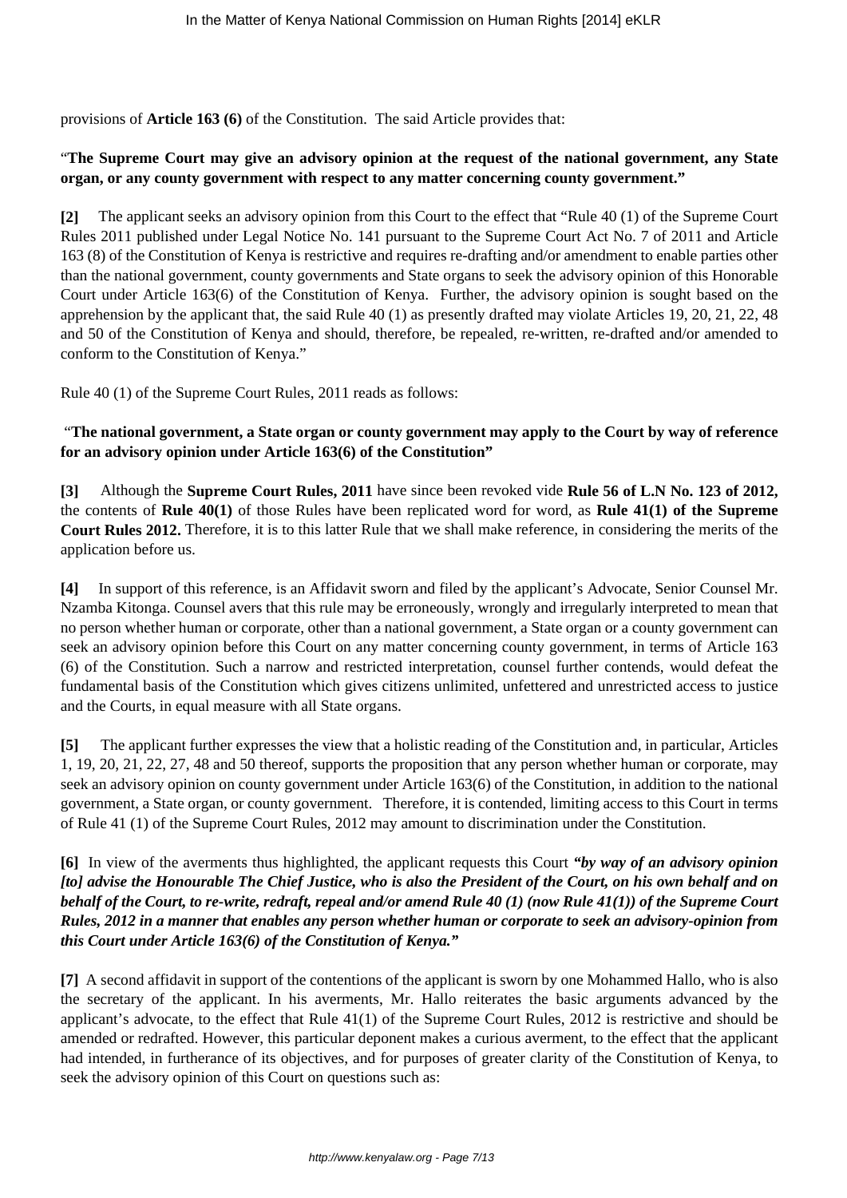provisions of **Article 163 (6)** of the Constitution. The said Article provides that:

"**The Supreme Court may give an advisory opinion at the request of the national government, any State organ, or any county government with respect to any matter concerning county government.**"

**[2]** The applicant seeks an advisory opinion from this Court to the effect that "Rule 40 (1) of the Supreme Court Rules 2011 published under Legal Notice No. 141 pursuant to the Supreme Court Act No. 7 of 2011 and Article 163 (8) of the Constitution of Kenya is restrictive and requires re-drafting and/or amendment to enable parties other than the national government, county governments and State organs to seek the advisory opinion of this Honorable Court under Article 163(6) of the Constitution of Kenya. Further, the advisory opinion is sought based on the apprehension by the applicant that, the said Rule 40 (1) as presently drafted may violate Articles 19, 20, 21, 22, 48 and 50 of the Constitution of Kenya and should, therefore, be repealed, re-written, re-drafted and/or amended to conform to the Constitution of Kenya."

Rule 40 (1) of the Supreme Court Rules, 2011 reads as follows:

"**The national government, a State organ or county government may apply to the Court by way of reference for an advisory opinion under Article 163(6) of the Constitution"**

**[3]** Although the **Supreme Court Rules, 2011** have since been revoked vide **Rule 56 of L.N No. 123 of 2012,** the contents of **Rule 40(1)** of those Rules have been replicated word for word, as **Rule 41(1) of the Supreme Court Rules 2012.** Therefore, it is to this latter Rule that we shall make reference, in considering the merits of the application before us.

**[4]** In support of this reference, is an Affidavit sworn and filed by the applicant's Advocate, Senior Counsel Mr. Nzamba Kitonga. Counsel avers that this rule may be erroneously, wrongly and irregularly interpreted to mean that no person whether human or corporate, other than a national government, a State organ or a county government can seek an advisory opinion before this Court on any matter concerning county government, in terms of Article 163 (6) of the Constitution. Such a narrow and restricted interpretation, counsel further contends, would defeat the fundamental basis of the Constitution which gives citizens unlimited, unfettered and unrestricted access to justice and the Courts, in equal measure with all State organs.

**[5]** The applicant further expresses the view that a holistic reading of the Constitution and, in particular, Articles 1, 19, 20, 21, 22, 27, 48 and 50 thereof, supports the proposition that any person whether human or corporate, may seek an advisory opinion on county government under Article 163(6) of the Constitution, in addition to the national government, a State organ, or county government. Therefore, it is contended, limiting access to this Court in terms of Rule 41 (1) of the Supreme Court Rules, 2012 may amount to discrimination under the Constitution.

**[6]** In view of the averments thus highlighted, the applicant requests this Court ***"by way of an advisory opinion [to] advise the Honourable The Chief Justice, who is also the President of the Court, on his own behalf and on behalf of the Court, to re-write, redraft, repeal and/or amend Rule 40 (1) (now Rule 41(1)) of the Supreme Court Rules, 2012 in a manner that enables any person whether human or corporate to seek an advisory-opinion from this Court under Article 163(6) of the Constitution of Kenya."***

**[7]** A second affidavit in support of the contentions of the applicant is sworn by one Mohammed Hallo, who is also the secretary of the applicant. In his averments, Mr. Hallo reiterates the basic arguments advanced by the applicant's advocate, to the effect that Rule 41(1) of the Supreme Court Rules, 2012 is restrictive and should be amended or redrafted. However, this particular deponent makes a curious averment, to the effect that the applicant had intended, in furtherance of its objectives, and for purposes of greater clarity of the Constitution of Kenya, to seek the advisory opinion of this Court on questions such as: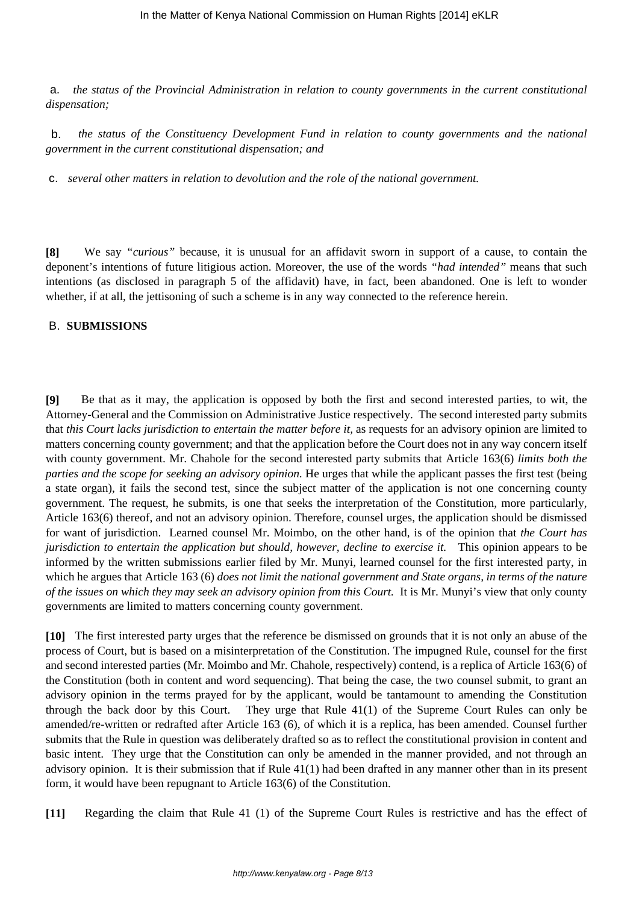a. *the status of the Provincial Administration in relation to county governments in the current constitutional dispensation;*

b. *the status of the Constituency Development Fund in relation to county governments and the national government in the current constitutional dispensation; and*

c. *several other matters in relation to devolution and the role of the national government.*

**[8]** We say *"curious"* because, it is unusual for an affidavit sworn in support of a cause, to contain the deponent's intentions of future litigious action. Moreover, the use of the words *"had intended"* means that such intentions (as disclosed in paragraph 5 of the affidavit) have, in fact, been abandoned. One is left to wonder whether, if at all, the jettisoning of such a scheme is in any way connected to the reference herein.

## B. SUBMISSIONS

**[9]** Be that as it may, the application is opposed by both the first and second interested parties, to wit, the Attorney-General and the Commission on Administrative Justice respectively. The second interested party submits that *this Court lacks jurisdiction to entertain the matter before it,* as requests for an advisory opinion are limited to matters concerning county government; and that the application before the Court does not in any way concern itself with county government. Mr. Chahole for the second interested party submits that Article 163(6) *limits both the parties and the scope for seeking an advisory opinion.* He urges that while the applicant passes the first test (being a state organ), it fails the second test, since the subject matter of the application is not one concerning county government. The request, he submits, is one that seeks the interpretation of the Constitution, more particularly, Article 163(6) thereof, and not an advisory opinion. Therefore, counsel urges, the application should be dismissed for want of jurisdiction. Learned counsel Mr. Moimbo, on the other hand, is of the opinion that *the Court has jurisdiction to entertain the application but should, however, decline to exercise it.* This opinion appears to be informed by the written submissions earlier filed by Mr. Munyi, learned counsel for the first interested party, in which he argues that Article 163 (6) *does not limit the national government and State organs, in terms of the nature of the issues on which they may seek an advisory opinion from this Court.* It is Mr. Munyi's view that only county governments are limited to matters concerning county government.

**[10]** The first interested party urges that the reference be dismissed on grounds that it is not only an abuse of the process of Court, but is based on a misinterpretation of the Constitution. The impugned Rule, counsel for the first and second interested parties (Mr. Moimbo and Mr. Chahole, respectively) contend, is a replica of Article 163(6) of the Constitution (both in content and word sequencing). That being the case, the two counsel submit, to grant an advisory opinion in the terms prayed for by the applicant, would be tantamount to amending the Constitution through the back door by this Court. They urge that Rule 41(1) of the Supreme Court Rules can only be amended/re-written or redrafted after Article 163 (6), of which it is a replica, has been amended. Counsel further submits that the Rule in question was deliberately drafted so as to reflect the constitutional provision in content and basic intent. They urge that the Constitution can only be amended in the manner provided, and not through an advisory opinion. It is their submission that if Rule 41(1) had been drafted in any manner other than in its present form, it would have been repugnant to Article 163(6) of the Constitution.

**[11]** Regarding the claim that Rule 41 (1) of the Supreme Court Rules is restrictive and has the effect of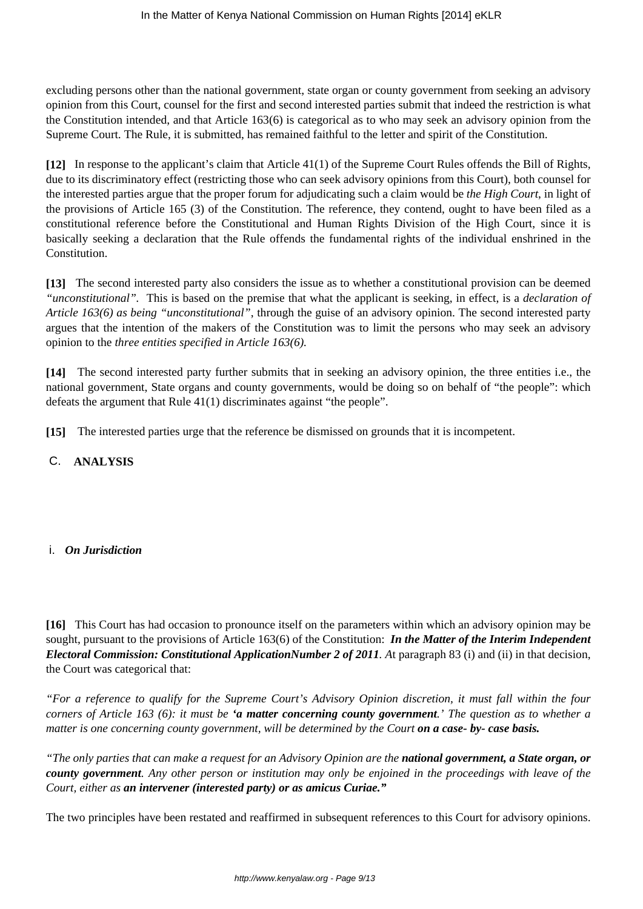excluding persons other than the national government, state organ or county government from seeking an advisory opinion from this Court, counsel for the first and second interested parties submit that indeed the restriction is what the Constitution intended, and that Article 163(6) is categorical as to who may seek an advisory opinion from the Supreme Court. The Rule, it is submitted, has remained faithful to the letter and spirit of the Constitution.

**[12]** In response to the applicant's claim that Article 41(1) of the Supreme Court Rules offends the Bill of Rights, due to its discriminatory effect (restricting those who can seek advisory opinions from this Court), both counsel for the interested parties argue that the proper forum for adjudicating such a claim would be *the High Court*, in light of the provisions of Article 165 (3) of the Constitution. The reference, they contend, ought to have been filed as a constitutional reference before the Constitutional and Human Rights Division of the High Court, since it is basically seeking a declaration that the Rule offends the fundamental rights of the individual enshrined in the Constitution.

**[13]** The second interested party also considers the issue as to whether a constitutional provision can be deemed *"unconstitutional"*. This is based on the premise that what the applicant is seeking, in effect, is a *declaration of Article 163(6) as being "unconstitutional"*, through the guise of an advisory opinion. The second interested party argues that the intention of the makers of the Constitution was to limit the persons who may seek an advisory opinion to the *three entities specified in Article 163(6).*

**[14]** The second interested party further submits that in seeking an advisory opinion, the three entities i.e., the national government, State organs and county governments, would be doing so on behalf of "the people": which defeats the argument that Rule 41(1) discriminates against "the people".

**[15]** The interested parties urge that the reference be dismissed on grounds that it is incompetent.

## C. ANALYSIS

### i. *On Jurisdiction*

**[16]** This Court has had occasion to pronounce itself on the parameters within which an advisory opinion may be sought, pursuant to the provisions of Article 163(6) of the Constitution: ***In the Matter of the Interim Independent Electoral Commission: Constitutional ApplicationNumber 2 of 2011****. A*t paragraph 83 (i) and (ii) in that decision, the Court was categorical that:

*"For a reference to qualify for the Supreme Court's Advisory Opinion discretion, it must fall within the four corners of Article 163 (6): it must be* ***'a matter concerning county government****.' The question as to whether a matter is one concerning county government, will be determined by the Court* ***on a case- by- case basis.***

*"The only parties that can make a request for an Advisory Opinion are the* ***national government, a State organ, or county government****. Any other person or institution may only be enjoined in the proceedings with leave of the Court, either as* ***an intervener (interested party) or as amicus Curiae."***

The two principles have been restated and reaffirmed in subsequent references to this Court for advisory opinions.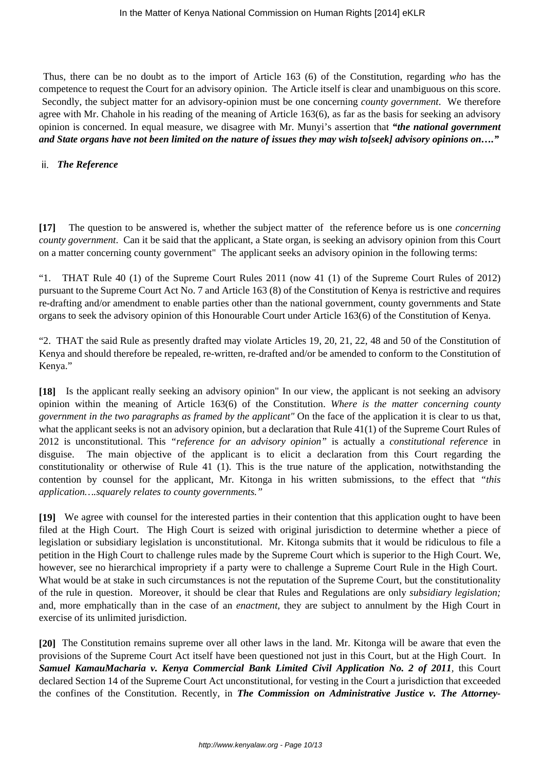Thus, there can be no doubt as to the import of Article 163 (6) of the Constitution, regarding *who* has the competence to request the Court for an advisory opinion. The Article itself is clear and unambiguous on this score. Secondly, the subject matter for an advisory-opinion must be one concerning *county government*. We therefore agree with Mr. Chahole in his reading of the meaning of Article 163(6), as far as the basis for seeking an advisory opinion is concerned. In equal measure, we disagree with Mr. Munyi's assertion that ***"the national government and State organs have not been limited on the nature of issues they may wish to[seek] advisory opinions on…."***

ii. ***The Reference***

**[17]** The question to be answered is, whether the subject matter of the reference before us is one *concerning county government*. Can it be said that the applicant, a State organ, is seeking an advisory opinion from this Court on a matter concerning county government" The applicant seeks an advisory opinion in the following terms:

"1. THAT Rule 40 (1) of the Supreme Court Rules 2011 (now 41 (1) of the Supreme Court Rules of 2012) pursuant to the Supreme Court Act No. 7 and Article 163 (8) of the Constitution of Kenya is restrictive and requires re-drafting and/or amendment to enable parties other than the national government, county governments and State organs to seek the advisory opinion of this Honourable Court under Article 163(6) of the Constitution of Kenya.

"2. THAT the said Rule as presently drafted may violate Articles 19, 20, 21, 22, 48 and 50 of the Constitution of Kenya and should therefore be repealed, re-written, re-drafted and/or be amended to conform to the Constitution of Kenya."

**[18]** Is the applicant really seeking an advisory opinion" In our view, the applicant is not seeking an advisory opinion within the meaning of Article 163(6) of the Constitution. *Where is the matter concerning county government in the two paragraphs as framed by the applicant"* On the face of the application it is clear to us that, what the applicant seeks is not an advisory opinion, but a declaration that Rule 41(1) of the Supreme Court Rules of 2012 is unconstitutional. This *"reference for an advisory opinion"* is actually a *constitutional reference* in disguise. The main objective of the applicant is to elicit a declaration from this Court regarding the constitutionality or otherwise of Rule 41 (1). This is the true nature of the application, notwithstanding the contention by counsel for the applicant, Mr. Kitonga in his written submissions, to the effect that *"this application….squarely relates to county governments."*

**[19]** We agree with counsel for the interested parties in their contention that this application ought to have been filed at the High Court. The High Court is seized with original jurisdiction to determine whether a piece of legislation or subsidiary legislation is unconstitutional. Mr. Kitonga submits that it would be ridiculous to file a petition in the High Court to challenge rules made by the Supreme Court which is superior to the High Court. We, however, see no hierarchical impropriety if a party were to challenge a Supreme Court Rule in the High Court. What would be at stake in such circumstances is not the reputation of the Supreme Court, but the constitutionality of the rule in question. Moreover, it should be clear that Rules and Regulations are only *subsidiary legislation;* and, more emphatically than in the case of an *enactment,* they are subject to annulment by the High Court in exercise of its unlimited jurisdiction.

**[20]** The Constitution remains supreme over all other laws in the land. Mr. Kitonga will be aware that even the provisions of the Supreme Court Act itself have been questioned not just in this Court, but at the High Court. In ***Samuel KamauMacharia v. Kenya Commercial Bank Limited Civil Application No. 2 of 2011***, this Court declared Section 14 of the Supreme Court Act unconstitutional, for vesting in the Court a jurisdiction that exceeded the confines of the Constitution. Recently, in ***The Commission on Administrative Justice v. The Attorney-***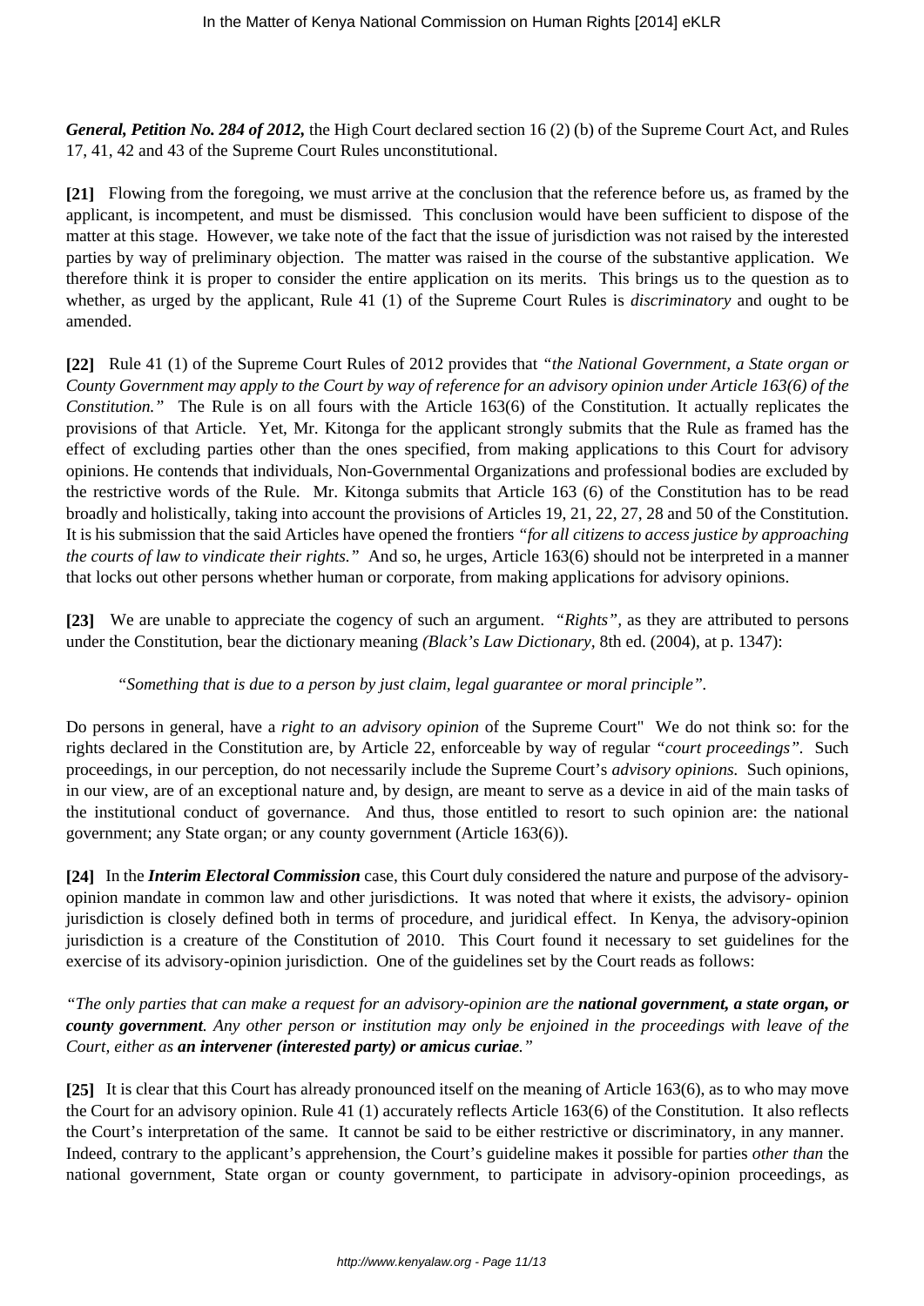*General, Petition No. 284 of 2012,* the High Court declared section 16 (2) (b) of the Supreme Court Act, and Rules 17, 41, 42 and 43 of the Supreme Court Rules unconstitutional.

**[21]** Flowing from the foregoing, we must arrive at the conclusion that the reference before us, as framed by the applicant, is incompetent, and must be dismissed. This conclusion would have been sufficient to dispose of the matter at this stage. However, we take note of the fact that the issue of jurisdiction was not raised by the interested parties by way of preliminary objection. The matter was raised in the course of the substantive application. We therefore think it is proper to consider the entire application on its merits. This brings us to the question as to whether, as urged by the applicant, Rule 41 (1) of the Supreme Court Rules is *discriminatory* and ought to be amended.

**[22]** Rule 41 (1) of the Supreme Court Rules of 2012 provides that *"the National Government, a State organ or County Government may apply to the Court by way of reference for an advisory opinion under Article 163(6) of the Constitution."* The Rule is on all fours with the Article 163(6) of the Constitution. It actually replicates the provisions of that Article. Yet, Mr. Kitonga for the applicant strongly submits that the Rule as framed has the effect of excluding parties other than the ones specified, from making applications to this Court for advisory opinions. He contends that individuals, Non-Governmental Organizations and professional bodies are excluded by the restrictive words of the Rule. Mr. Kitonga submits that Article 163 (6) of the Constitution has to be read broadly and holistically, taking into account the provisions of Articles 19, 21, 22, 27, 28 and 50 of the Constitution. It is his submission that the said Articles have opened the frontiers *"for all citizens to access justice by approaching the courts of law to vindicate their rights."* And so, he urges, Article 163(6) should not be interpreted in a manner that locks out other persons whether human or corporate, from making applications for advisory opinions.

**[23]** We are unable to appreciate the cogency of such an argument. *"Rights"*, as they are attributed to persons under the Constitution, bear the dictionary meaning *(Black's Law Dictionary*, 8th ed. (2004), at p. 1347):

> *"Something that is due to a person by just claim, legal guarantee or moral principle".*

Do persons in general, have a *right to an advisory opinion* of the Supreme Court" We do not think so: for the rights declared in the Constitution are, by Article 22, enforceable by way of regular *"court proceedings"*. Such proceedings, in our perception, do not necessarily include the Supreme Court's *advisory opinions.* Such opinions, in our view, are of an exceptional nature and, by design, are meant to serve as a device in aid of the main tasks of the institutional conduct of governance. And thus, those entitled to resort to such opinion are: the national government; any State organ; or any county government (Article 163(6)).

**[24]** In the ***Interim Electoral Commission*** case, this Court duly considered the nature and purpose of the advisory-opinion mandate in common law and other jurisdictions. It was noted that where it exists, the advisory- opinion jurisdiction is closely defined both in terms of procedure, and juridical effect. In Kenya, the advisory-opinion jurisdiction is a creature of the Constitution of 2010. This Court found it necessary to set guidelines for the exercise of its advisory-opinion jurisdiction. One of the guidelines set by the Court reads as follows:

*"The only parties that can make a request for an advisory-opinion are the* ***national government, a state organ, or county government****. Any other person or institution may only be enjoined in the proceedings with leave of the Court, either as* ***an intervener (interested party) or amicus curiae****."*

**[25]** It is clear that this Court has already pronounced itself on the meaning of Article 163(6), as to who may move the Court for an advisory opinion. Rule 41 (1) accurately reflects Article 163(6) of the Constitution. It also reflects the Court's interpretation of the same. It cannot be said to be either restrictive or discriminatory, in any manner. Indeed, contrary to the applicant's apprehension, the Court's guideline makes it possible for parties *other than* the national government, State organ or county government, to participate in advisory-opinion proceedings, as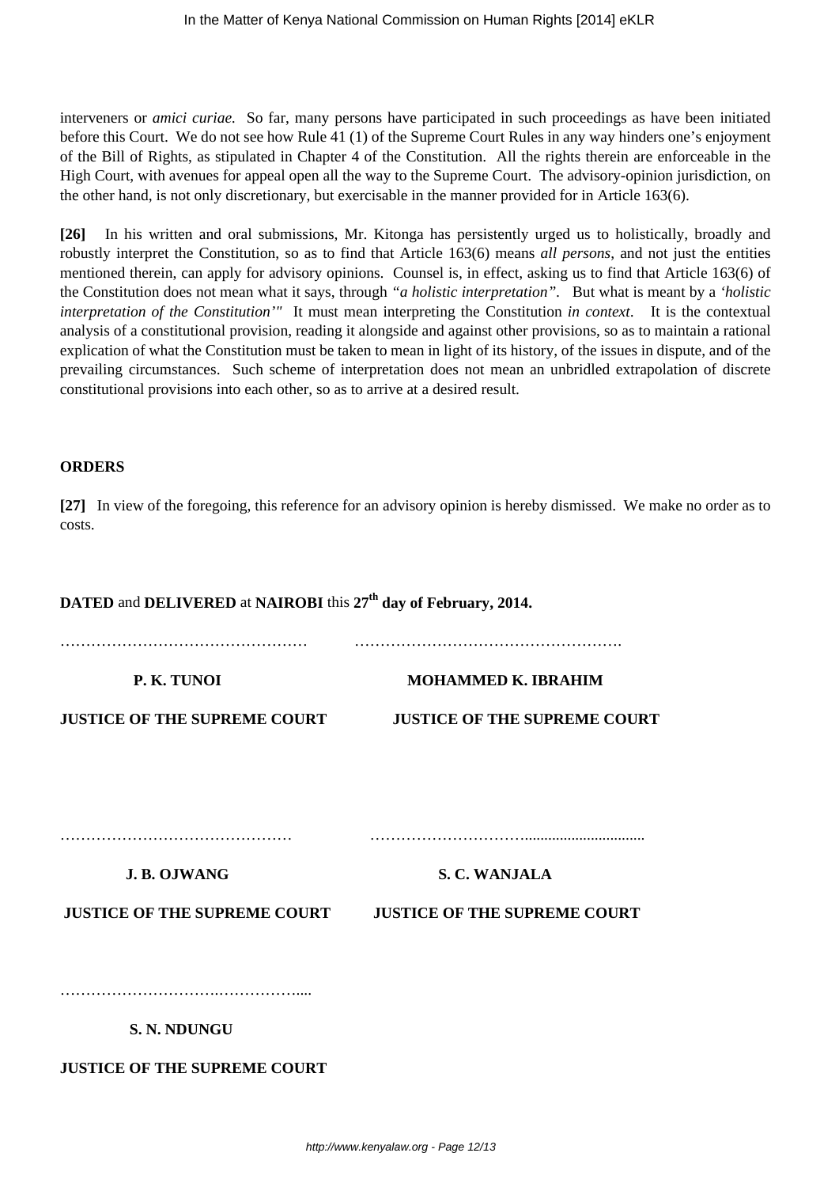interveners or *amici curiae.* So far, many persons have participated in such proceedings as have been initiated before this Court. We do not see how Rule 41 (1) of the Supreme Court Rules in any way hinders one's enjoyment of the Bill of Rights, as stipulated in Chapter 4 of the Constitution. All the rights therein are enforceable in the High Court, with avenues for appeal open all the way to the Supreme Court. The advisory-opinion jurisdiction, on the other hand, is not only discretionary, but exercisable in the manner provided for in Article 163(6).

**[26]** In his written and oral submissions, Mr. Kitonga has persistently urged us to holistically, broadly and robustly interpret the Constitution, so as to find that Article 163(6) means *all persons*, and not just the entities mentioned therein, can apply for advisory opinions. Counsel is, in effect, asking us to find that Article 163(6) of the Constitution does not mean what it says, through "*a holistic interpretation*". But what is meant by a *'holistic interpretation of the Constitution'"* It must mean interpreting the Constitution *in context*. It is the contextual analysis of a constitutional provision, reading it alongside and against other provisions, so as to maintain a rational explication of what the Constitution must be taken to mean in light of its history, of the issues in dispute, and of the prevailing circumstances. Such scheme of interpretation does not mean an unbridled extrapolation of discrete constitutional provisions into each other, so as to arrive at a desired result.

**ORDERS**

**[27]** In view of the foregoing, this reference for an advisory opinion is hereby dismissed. We make no order as to costs.

**DATED** and **DELIVERED** at **NAIROBI** this **27th day of February, 2014.**

………………………………………… ……………………………………………

**P. K. TUNOI**

**JUSTICE OF THE SUPREME COURT**

**MOHAMMED K. IBRAHIM**

**JUSTICE OF THE SUPREME COURT**

……………………………………… …………………………................................

**J. B. OJWANG**

**JUSTICE OF THE SUPREME COURT**

**S. C. WANJALA**

**JUSTICE OF THE SUPREME COURT**

……………………………………………....

**S. N. NDUNGU**

**JUSTICE OF THE SUPREME COURT**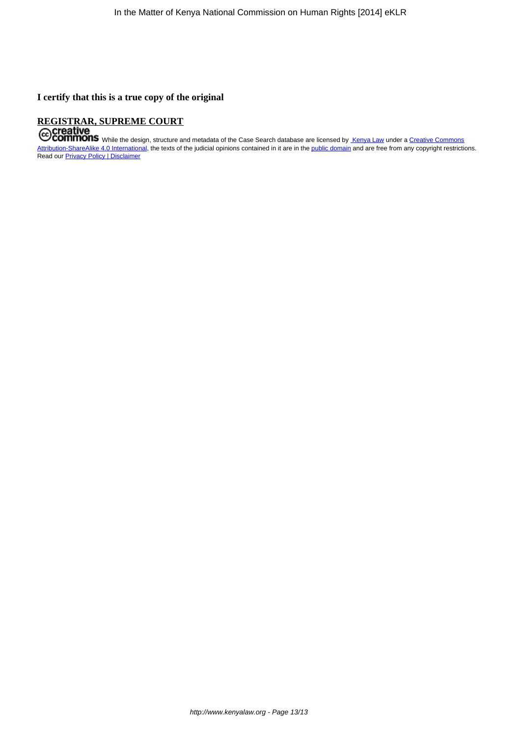**I certify that this is a true copy of the original**

**REGISTRAR, SUPREME COURT**

While the design, structure and metadata of the Case Search database are licensed by Kenya Law under a Creative Commons Attribution-ShareAlike 4.0 International, the texts of the judicial opinions contained in it are in the public domain and are free from any copyright restrictions. Read our Privacy Policy | Disclaimer